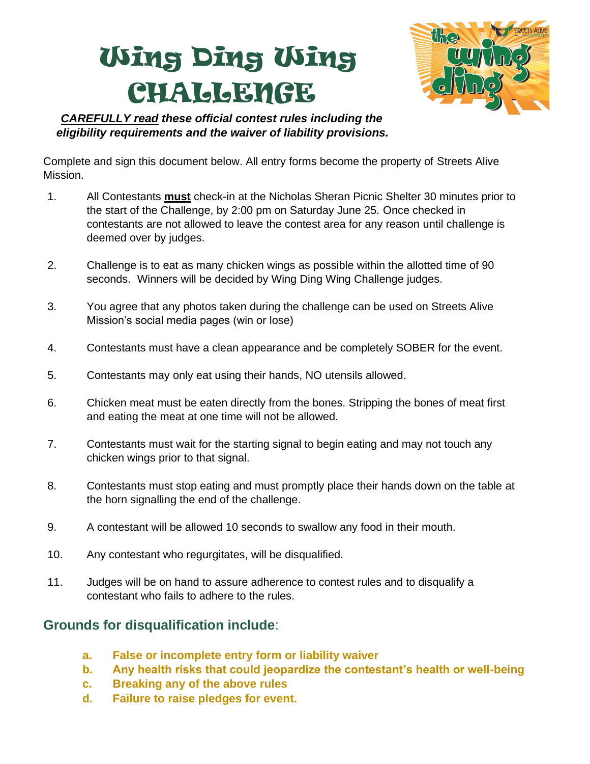# Wing Ding Wing CHALLENGE

***CAREFULLY read* these official contest rules including the eligibility requirements and the waiver of liability provisions.**

Complete and sign this document below. All entry forms become the property of Streets Alive Mission.

1. All Contestants **must** check-in at the Nicholas Sheran Picnic Shelter 30 minutes prior to the start of the Challenge, by 2:00 pm on Saturday June 25. Once checked in contestants are not allowed to leave the contest area for any reason until challenge is deemed over by judges.
2. Challenge is to eat as many chicken wings as possible within the allotted time of 90 seconds. Winners will be decided by Wing Ding Wing Challenge judges.
3. You agree that any photos taken during the challenge can be used on Streets Alive Mission's social media pages (win or lose)
4. Contestants must have a clean appearance and be completely SOBER for the event.
5. Contestants may only eat using their hands, NO utensils allowed.
6. Chicken meat must be eaten directly from the bones. Stripping the bones of meat first and eating the meat at one time will not be allowed.
7. Contestants must wait for the starting signal to begin eating and may not touch any chicken wings prior to that signal.
8. Contestants must stop eating and must promptly place their hands down on the table at the horn signalling the end of the challenge.
9. A contestant will be allowed 10 seconds to swallow any food in their mouth.
10. Any contestant who regurgitates, will be disqualified.
11. Judges will be on hand to assure adherence to contest rules and to disqualify a contestant who fails to adhere to the rules.

## Grounds for disqualification include:

- **a. False or incomplete entry form or liability waiver**
- **b. Any health risks that could jeopardize the contestant's health or well-being**
- **c. Breaking any of the above rules**
- **d. Failure to raise pledges for event.**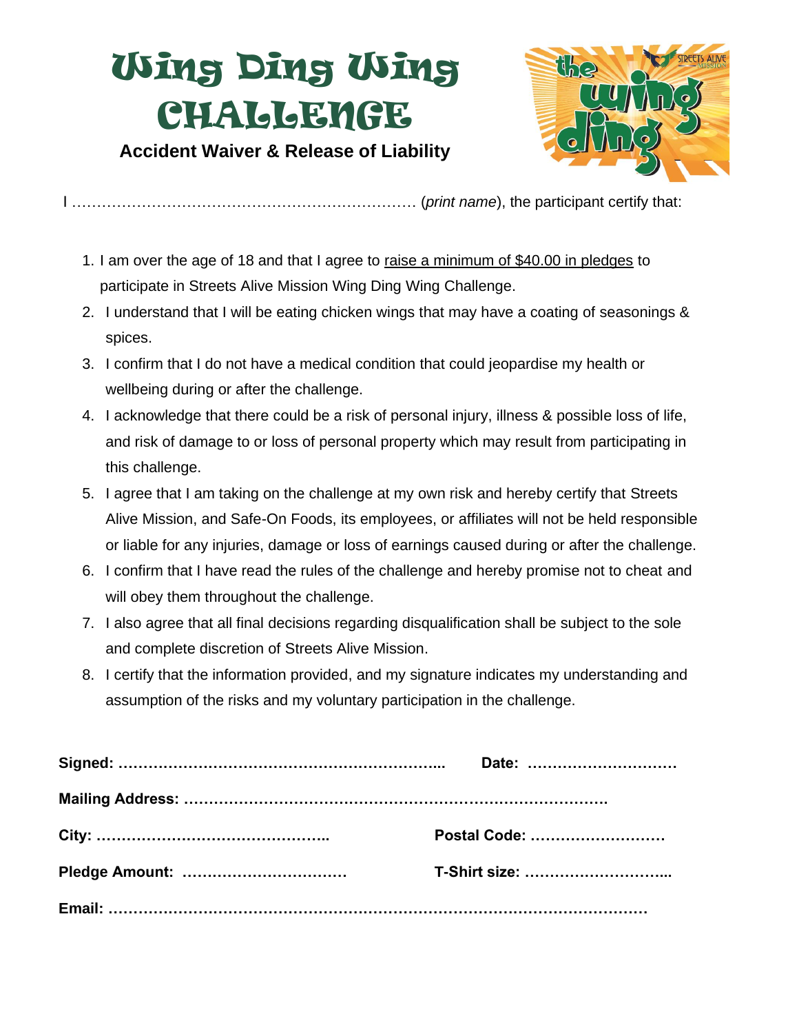# Wing Ding Wing CHALLENGE

**Accident Waiver & Release of Liability**

I …………………………………………………………… (*print name*), the participant certify that:

1. I am over the age of 18 and that I agree to raise a minimum of $40.00 in pledges to participate in Streets Alive Mission Wing Ding Wing Challenge.
2. I understand that I will be eating chicken wings that may have a coating of seasonings & spices.
3. I confirm that I do not have a medical condition that could jeopardise my health or wellbeing during or after the challenge.
4. I acknowledge that there could be a risk of personal injury, illness & possible loss of life, and risk of damage to or loss of personal property which may result from participating in this challenge.
5. I agree that I am taking on the challenge at my own risk and hereby certify that Streets Alive Mission, and Safe-On Foods, its employees, or affiliates will not be held responsible or liable for any injuries, damage or loss of earnings caused during or after the challenge.
6. I confirm that I have read the rules of the challenge and hereby promise not to cheat and will obey them throughout the challenge.
7. I also agree that all final decisions regarding disqualification shall be subject to the sole and complete discretion of Streets Alive Mission.
8. I certify that the information provided, and my signature indicates my understanding and assumption of the risks and my voluntary participation in the challenge.

**Signed: ………………………………………………………...** **Date: ………………………..**

**Mailing Address: …………………………………………………………………….**

**City: ………………………………………..** **Postal Code: ………………………**

**Pledge Amount: ……………………………** **T-Shirt size: ………………………...**

**Email: ………………………………………………………………………………………**